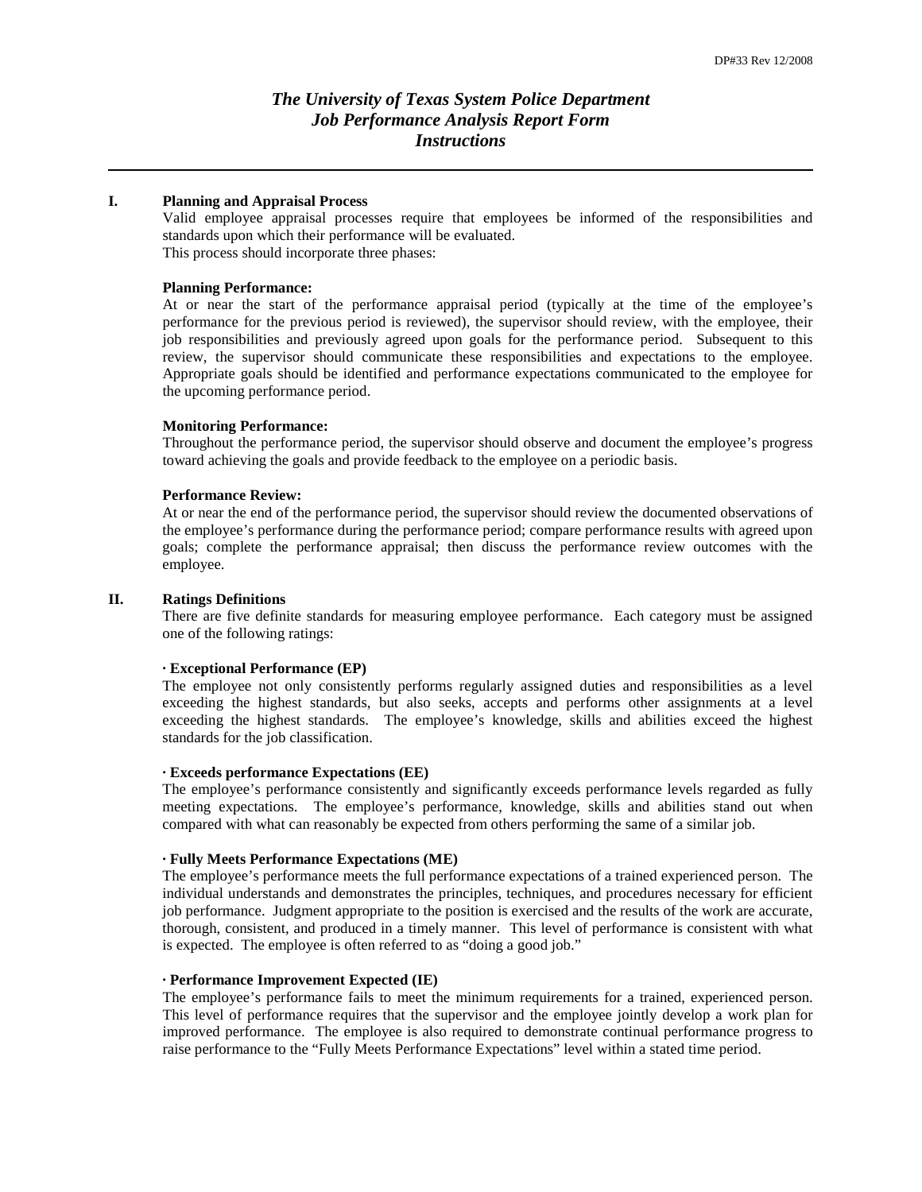DP#33 Rev 12/2008

# *The University of Texas System Police Department Job Performance Analysis Report Form Instructions*

---

## I. Planning and Appraisal Process

Valid employee appraisal processes require that employees be informed of the responsibilities and standards upon which their performance will be evaluated.
This process should incorporate three phases:

**Planning Performance:**
At or near the start of the performance appraisal period (typically at the time of the employee's performance for the previous period is reviewed), the supervisor should review, with the employee, their job responsibilities and previously agreed upon goals for the performance period. Subsequent to this review, the supervisor should communicate these responsibilities and expectations to the employee. Appropriate goals should be identified and performance expectations communicated to the employee for the upcoming performance period.

**Monitoring Performance:**
Throughout the performance period, the supervisor should observe and document the employee's progress toward achieving the goals and provide feedback to the employee on a periodic basis.

**Performance Review:**
At or near the end of the performance period, the supervisor should review the documented observations of the employee's performance during the performance period; compare performance results with agreed upon goals; complete the performance appraisal; then discuss the performance review outcomes with the employee.

## II. Ratings Definitions

There are five definite standards for measuring employee performance. Each category must be assigned one of the following ratings:

**· Exceptional Performance (EP)**
The employee not only consistently performs regularly assigned duties and responsibilities as a level exceeding the highest standards, but also seeks, accepts and performs other assignments at a level exceeding the highest standards. The employee's knowledge, skills and abilities exceed the highest standards for the job classification.

**· Exceeds performance Expectations (EE)**
The employee's performance consistently and significantly exceeds performance levels regarded as fully meeting expectations. The employee's performance, knowledge, skills and abilities stand out when compared with what can reasonably be expected from others performing the same of a similar job.

**· Fully Meets Performance Expectations (ME)**
The employee's performance meets the full performance expectations of a trained experienced person. The individual understands and demonstrates the principles, techniques, and procedures necessary for efficient job performance. Judgment appropriate to the position is exercised and the results of the work are accurate, thorough, consistent, and produced in a timely manner. This level of performance is consistent with what is expected. The employee is often referred to as "doing a good job."

**· Performance Improvement Expected (IE)**
The employee's performance fails to meet the minimum requirements for a trained, experienced person. This level of performance requires that the supervisor and the employee jointly develop a work plan for improved performance. The employee is also required to demonstrate continual performance progress to raise performance to the "Fully Meets Performance Expectations" level within a stated time period.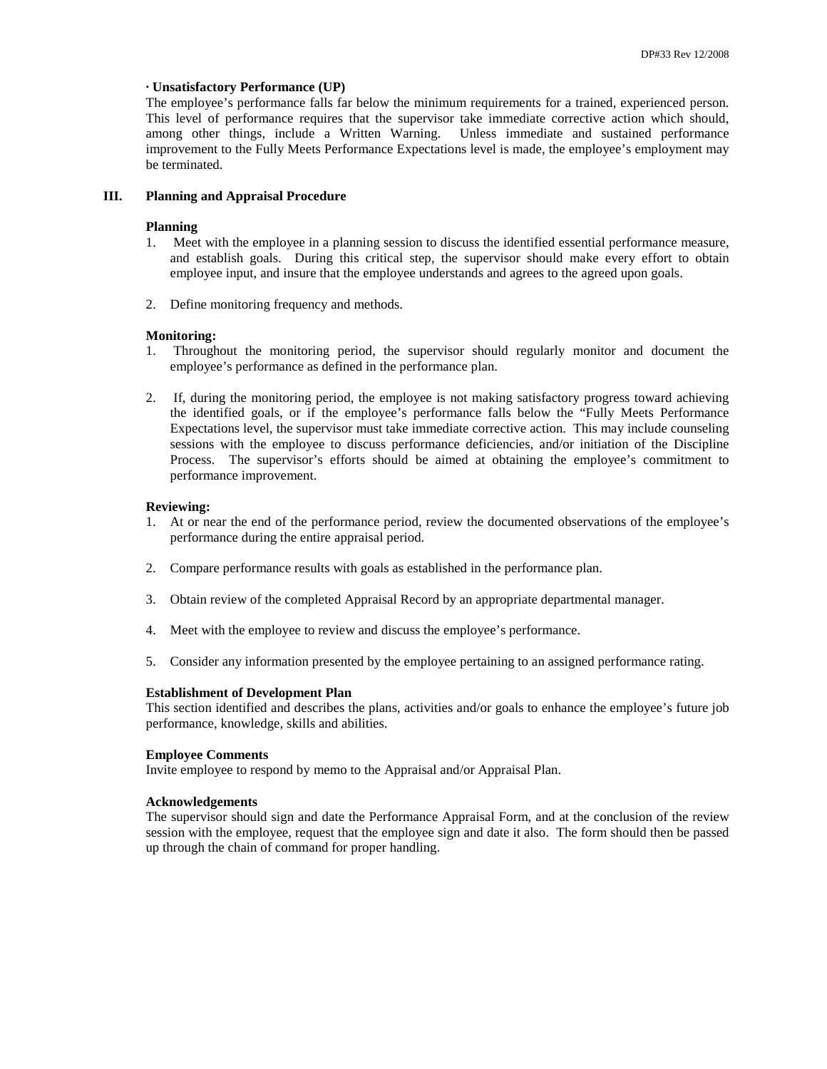**· Unsatisfactory Performance (UP)**

The employee's performance falls far below the minimum requirements for a trained, experienced person. This level of performance requires that the supervisor take immediate corrective action which should, among other things, include a Written Warning. Unless immediate and sustained performance improvement to the Fully Meets Performance Expectations level is made, the employee's employment may be terminated.

## III. Planning and Appraisal Procedure

**Planning**

1. Meet with the employee in a planning session to discuss the identified essential performance measure, and establish goals. During this critical step, the supervisor should make every effort to obtain employee input, and insure that the employee understands and agrees to the agreed upon goals.

2. Define monitoring frequency and methods.

**Monitoring:**

1. Throughout the monitoring period, the supervisor should regularly monitor and document the employee's performance as defined in the performance plan.

2. If, during the monitoring period, the employee is not making satisfactory progress toward achieving the identified goals, or if the employee's performance falls below the "Fully Meets Performance Expectations level, the supervisor must take immediate corrective action. This may include counseling sessions with the employee to discuss performance deficiencies, and/or initiation of the Discipline Process. The supervisor's efforts should be aimed at obtaining the employee's commitment to performance improvement.

**Reviewing:**

1. At or near the end of the performance period, review the documented observations of the employee's performance during the entire appraisal period.

2. Compare performance results with goals as established in the performance plan.

3. Obtain review of the completed Appraisal Record by an appropriate departmental manager.

4. Meet with the employee to review and discuss the employee's performance.

5. Consider any information presented by the employee pertaining to an assigned performance rating.

**Establishment of Development Plan**

This section identified and describes the plans, activities and/or goals to enhance the employee's future job performance, knowledge, skills and abilities.

**Employee Comments**

Invite employee to respond by memo to the Appraisal and/or Appraisal Plan.

**Acknowledgements**

The supervisor should sign and date the Performance Appraisal Form, and at the conclusion of the review session with the employee, request that the employee sign and date it also. The form should then be passed up through the chain of command for proper handling.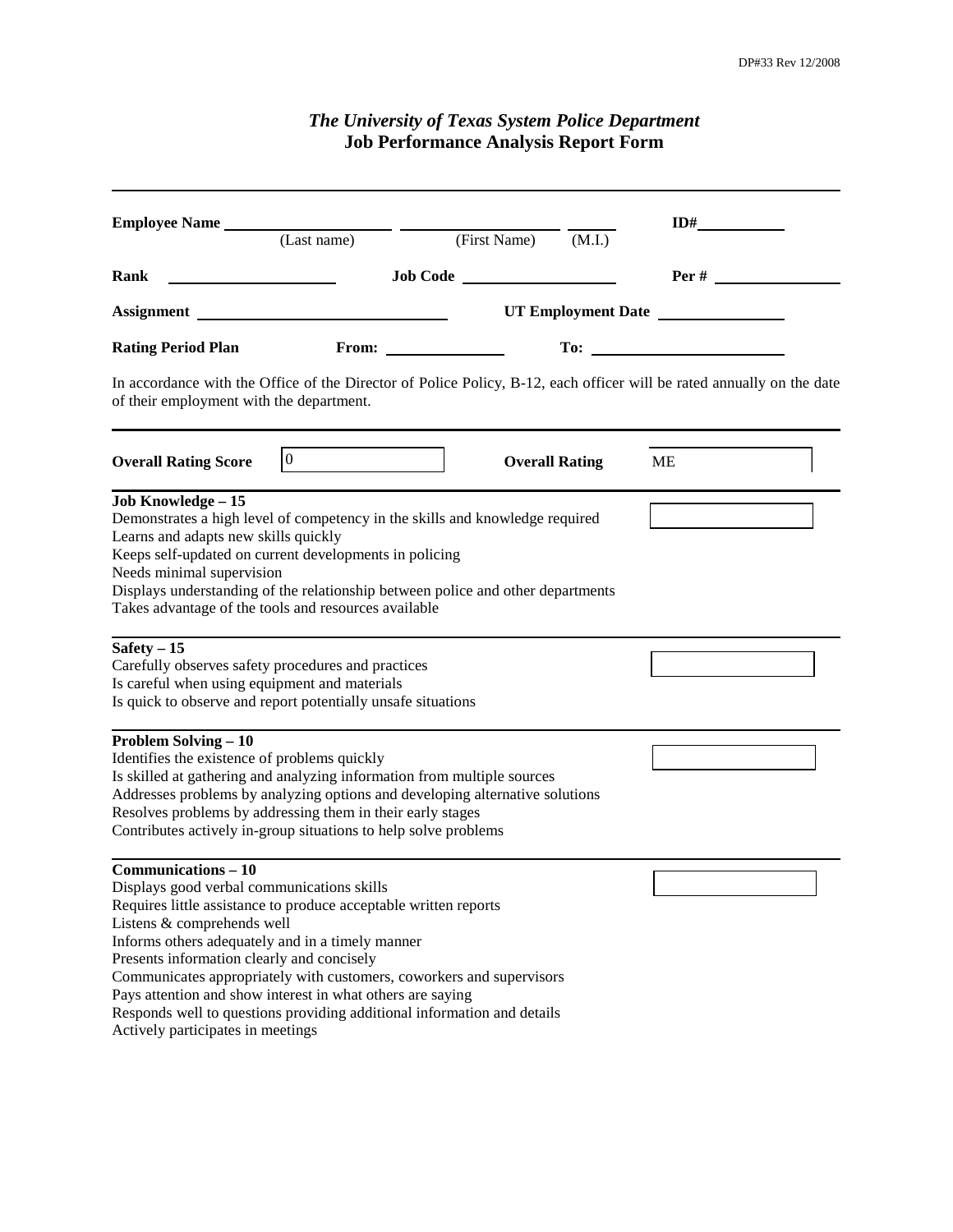DP#33 Rev 12/2008

# *The University of Texas System Police Department*
## Job Performance Analysis Report Form

---

**Employee Name** ____________________ ____________________ ______ **ID#** __________
(Last name) (First Name) (M.I.)

**Rank** ____________________ **Job Code** ____________________ **Per #** ______________

**Assignment** ______________________________ **UT Employment Date** ______________

**Rating Period Plan** **From:** ______________ **To:** ______________________

In accordance with the Office of the Director of Police Policy, B-12, each officer will be rated annually on the date of their employment with the department.

---

**Overall Rating Score** 0 **Overall Rating** ME

---

**Job Knowledge – 15**

Demonstrates a high level of competency in the skills and knowledge required
Learns and adapts new skills quickly
Keeps self-updated on current developments in policing
Needs minimal supervision
Displays understanding of the relationship between police and other departments
Takes advantage of the tools and resources available

---

**Safety – 15**

Carefully observes safety procedures and practices
Is careful when using equipment and materials
Is quick to observe and report potentially unsafe situations

---

**Problem Solving – 10**

Identifies the existence of problems quickly
Is skilled at gathering and analyzing information from multiple sources
Addresses problems by analyzing options and developing alternative solutions
Resolves problems by addressing them in their early stages
Contributes actively in-group situations to help solve problems

---

**Communications – 10**

Displays good verbal communications skills
Requires little assistance to produce acceptable written reports
Listens & comprehends well
Informs others adequately and in a timely manner
Presents information clearly and concisely
Communicates appropriately with customers, coworkers and supervisors
Pays attention and show interest in what others are saying
Responds well to questions providing additional information and details
Actively participates in meetings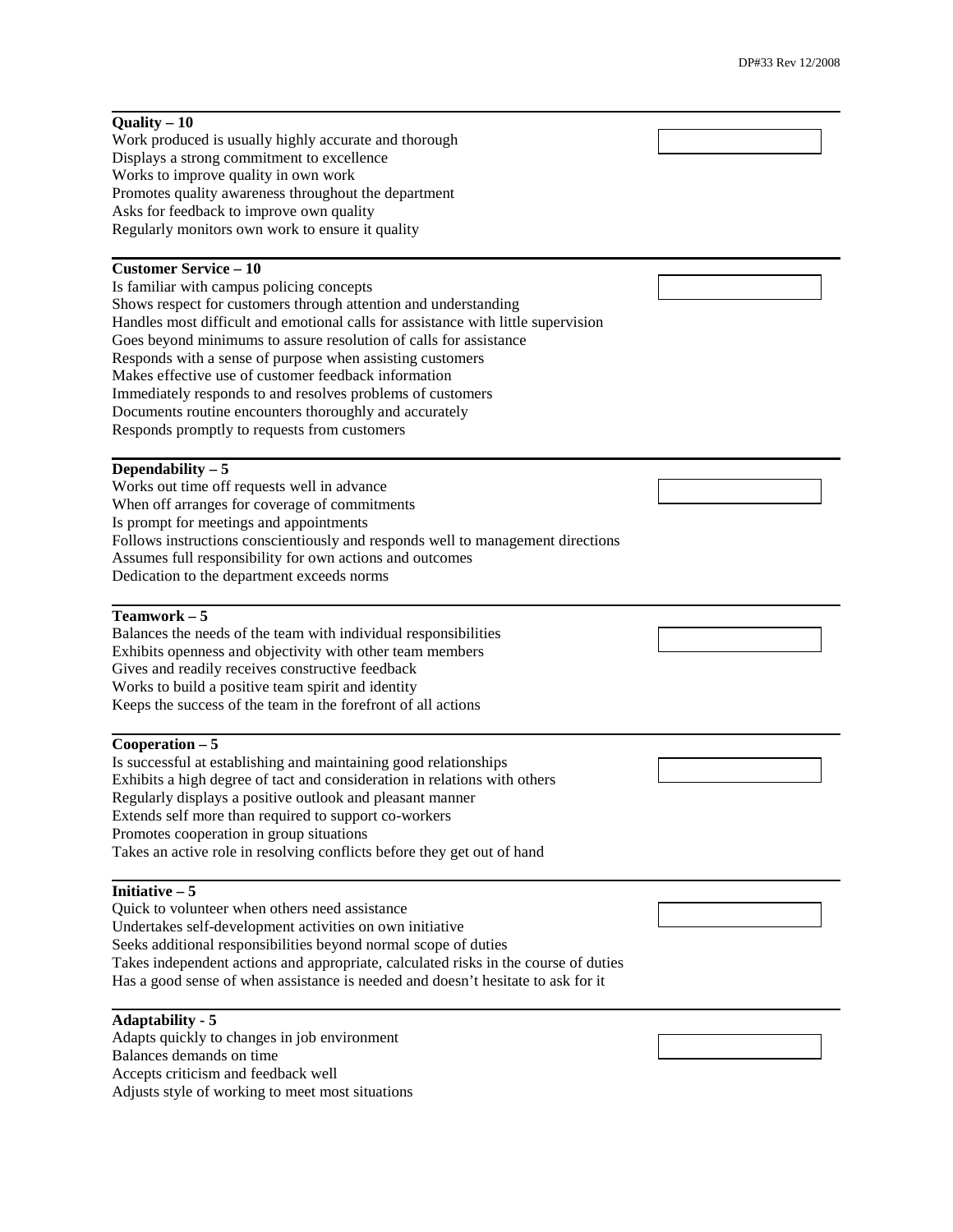**Quality – 10**

Work produced is usually highly accurate and thorough
Displays a strong commitment to excellence
Works to improve quality in own work
Promotes quality awareness throughout the department
Asks for feedback to improve own quality
Regularly monitors own work to ensure it quality

**Customer Service – 10**

Is familiar with campus policing concepts
Shows respect for customers through attention and understanding
Handles most difficult and emotional calls for assistance with little supervision
Goes beyond minimums to assure resolution of calls for assistance
Responds with a sense of purpose when assisting customers
Makes effective use of customer feedback information
Immediately responds to and resolves problems of customers
Documents routine encounters thoroughly and accurately
Responds promptly to requests from customers

**Dependability – 5**

Works out time off requests well in advance
When off arranges for coverage of commitments
Is prompt for meetings and appointments
Follows instructions conscientiously and responds well to management directions
Assumes full responsibility for own actions and outcomes
Dedication to the department exceeds norms

**Teamwork – 5**

Balances the needs of the team with individual responsibilities
Exhibits openness and objectivity with other team members
Gives and readily receives constructive feedback
Works to build a positive team spirit and identity
Keeps the success of the team in the forefront of all actions

**Cooperation – 5**

Is successful at establishing and maintaining good relationships
Exhibits a high degree of tact and consideration in relations with others
Regularly displays a positive outlook and pleasant manner
Extends self more than required to support co-workers
Promotes cooperation in group situations
Takes an active role in resolving conflicts before they get out of hand

**Initiative – 5**

Quick to volunteer when others need assistance
Undertakes self-development activities on own initiative
Seeks additional responsibilities beyond normal scope of duties
Takes independent actions and appropriate, calculated risks in the course of duties
Has a good sense of when assistance is needed and doesn't hesitate to ask for it

**Adaptability - 5**

Adapts quickly to changes in job environment
Balances demands on time
Accepts criticism and feedback well
Adjusts style of working to meet most situations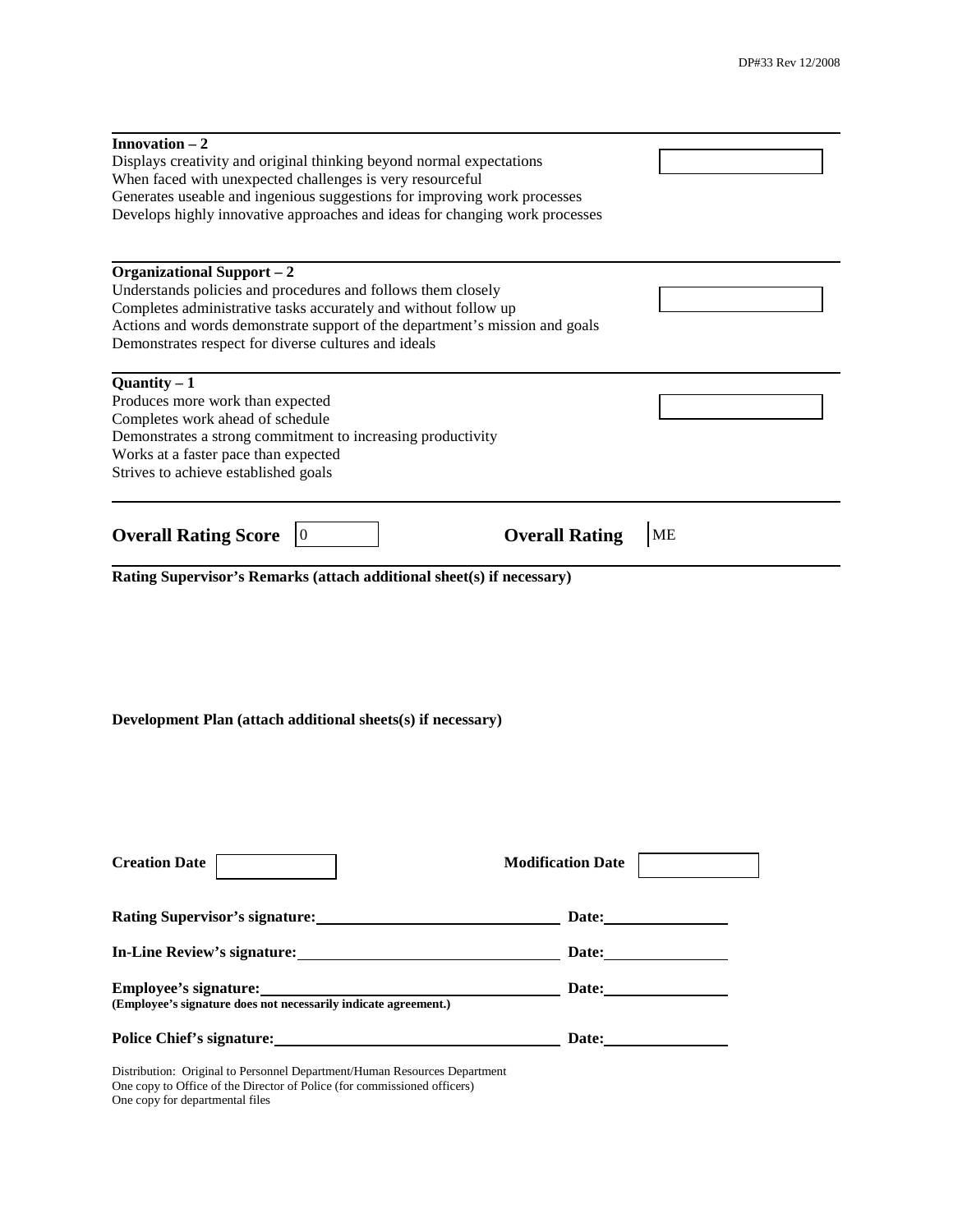**Innovation – 2**

Displays creativity and original thinking beyond normal expectations
When faced with unexpected challenges is very resourceful
Generates useable and ingenious suggestions for improving work processes
Develops highly innovative approaches and ideas for changing work processes

**Organizational Support – 2**

Understands policies and procedures and follows them closely
Completes administrative tasks accurately and without follow up
Actions and words demonstrate support of the department's mission and goals
Demonstrates respect for diverse cultures and ideals

**Quantity – 1**

Produces more work than expected
Completes work ahead of schedule
Demonstrates a strong commitment to increasing productivity
Works at a faster pace than expected
Strives to achieve established goals

**Overall Rating Score** 0 **Overall Rating** ME

**Rating Supervisor's Remarks (attach additional sheet(s) if necessary)**

**Development Plan (attach additional sheets(s) if necessary)**

**Creation Date** ____________ **Modification Date** ____________

**Rating Supervisor's signature:** ______________________________ **Date:** ______________

**In-Line Review's signature:** ______________________________ **Date:** ______________

**Employee's signature:** ______________________________ **Date:** ______________
**(Employee's signature does not necessarily indicate agreement.)**

**Police Chief's signature:** ______________________________ **Date:** ______________

Distribution: Original to Personnel Department/Human Resources Department
One copy to Office of the Director of Police (for commissioned officers)
One copy for departmental files